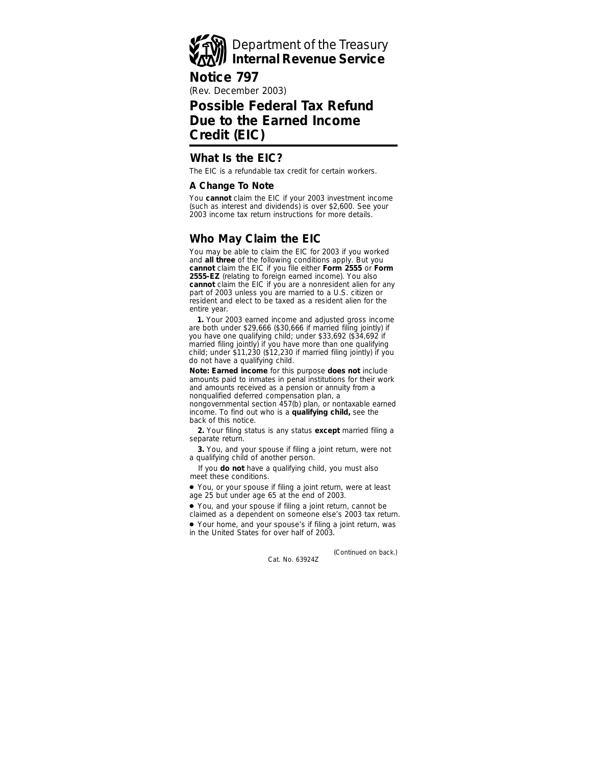Department of the Treasury
**Internal Revenue Service**

# Notice 797

(Rev. December 2003)

# Possible Federal Tax Refund Due to the Earned Income Credit (EIC)

## What Is the EIC?

The EIC is a refundable tax credit for certain workers.

### A Change To Note

You **cannot** claim the EIC if your 2003 investment income (such as interest and dividends) is over $2,600. See your 2003 income tax return instructions for more details.

## Who May Claim the EIC

You may be able to claim the EIC for 2003 if you worked and **all three** of the following conditions apply. But you **cannot** claim the EIC if you file either **Form 2555** or **Form 2555-EZ** (relating to foreign earned income). You also **cannot** claim the EIC if you are a nonresident alien for any part of 2003 unless you are married to a U.S. citizen or resident and elect to be taxed as a resident alien for the entire year.

**1.** Your 2003 earned income and adjusted gross income are both under $29,666 ($30,666 if married filing jointly) if you have one qualifying child; under $33,692 ($34,692 if married filing jointly) if you have more than one qualifying child; under $11,230 ($12,230 if married filing jointly) if you do not have a qualifying child.

**Note: Earned income** for this purpose **does not** include amounts paid to inmates in penal institutions for their work and amounts received as a pension or annuity from a nonqualified deferred compensation plan, a nongovernmental section 457(b) plan, or nontaxable earned income. To find out who is a **qualifying child,** see the back of this notice.

**2.** Your filing status is any status **except** married filing a separate return.

**3.** You, and your spouse if filing a joint return, were not a qualifying child of another person.

If you **do not** have a qualifying child, you must also meet these conditions.

- You, or your spouse if filing a joint return, were at least age 25 but under age 65 at the end of 2003.
- You, and your spouse if filing a joint return, cannot be claimed as a dependent on someone else's 2003 tax return.
- Your home, and your spouse's if filing a joint return, was in the United States for over half of 2003.

*(Continued on back.)*

Cat. No. 63924Z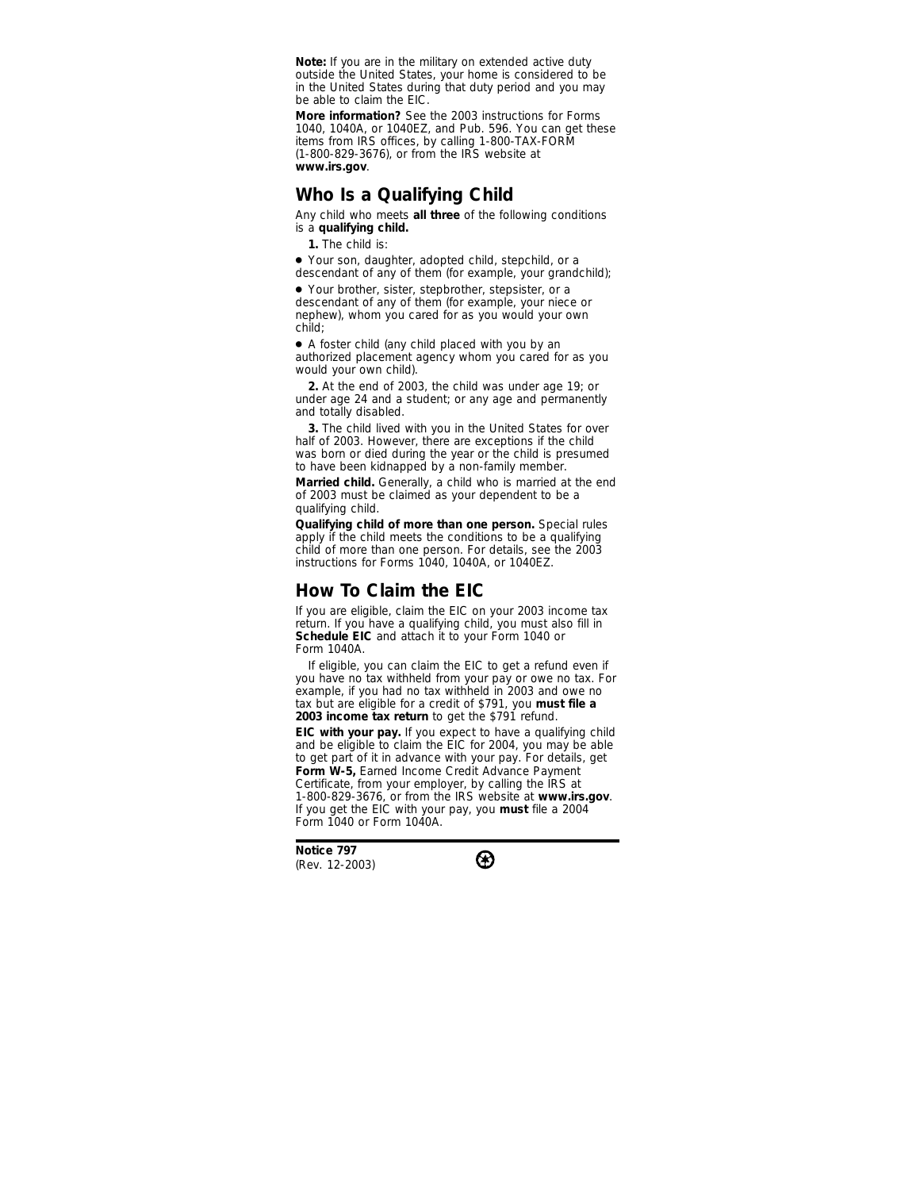**Note:** If you are in the military on extended active duty outside the United States, your home is considered to be in the United States during that duty period and you may be able to claim the EIC.

**More information?** See the 2003 instructions for Forms 1040, 1040A, or 1040EZ, and Pub. 596. You can get these items from IRS offices, by calling 1-800-TAX-FORM (1-800-829-3676), or from the IRS website at **www.irs.gov**.

## Who Is a Qualifying Child

Any child who meets **all three** of the following conditions is a **qualifying child.**

**1.** The child is:

- Your son, daughter, adopted child, stepchild, or a descendant of any of them (for example, your grandchild);
- Your brother, sister, stepbrother, stepsister, or a descendant of any of them (for example, your niece or nephew), whom you cared for as you would your own child;
- A foster child (any child placed with you by an authorized placement agency whom you cared for as you would your own child).

**2.** At the end of 2003, the child was under age 19; or under age 24 and a student; or any age and permanently and totally disabled.

**3.** The child lived with you in the United States for over half of 2003. However, there are exceptions if the child was born or died during the year or the child is presumed to have been kidnapped by a non-family member.

**Married child.** Generally, a child who is married at the end of 2003 must be claimed as your dependent to be a qualifying child.

**Qualifying child of more than one person.** Special rules apply if the child meets the conditions to be a qualifying child of more than one person. For details, see the 2003 instructions for Forms 1040, 1040A, or 1040EZ.

## How To Claim the EIC

If you are eligible, claim the EIC on your 2003 income tax return. If you have a qualifying child, you must also fill in **Schedule EIC** and attach it to your Form 1040 or Form 1040A.

If eligible, you can claim the EIC to get a refund even if you have no tax withheld from your pay or owe no tax. For example, if you had no tax withheld in 2003 and owe no tax but are eligible for a credit of $791, you **must file a 2003 income tax return** to get the $791 refund.

**EIC with your pay.** If you expect to have a qualifying child and be eligible to claim the EIC for 2004, you may be able to get part of it in advance with your pay. For details, get **Form W-5,** Earned Income Credit Advance Payment Certificate, from your employer, by calling the IRS at 1-800-829-3676, or from the IRS website at **www.irs.gov**. If you get the EIC with your pay, you **must** file a 2004 Form 1040 or Form 1040A.

**Notice 797**
(Rev. 12-2003)